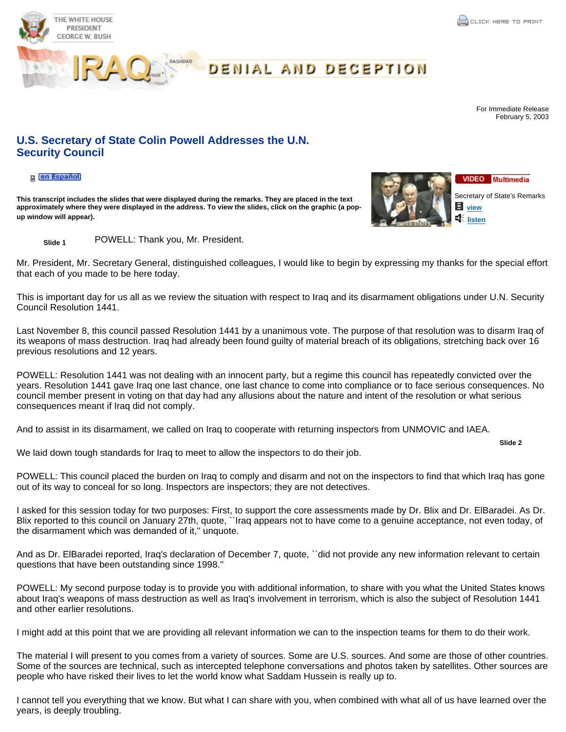THE WHITE HOUSE
PRESIDENT
GEORGE W. BUSH

CLICK HERE TO PRINT

IRAQ

DENIAL AND DECEPTION

For Immediate Release
February 5, 2003

# U.S. Secretary of State Colin Powell Addresses the U.N. Security Council

en Español

**This transcript includes the slides that were displayed during the remarks. They are placed in the text approximately where they were displayed in the address. To view the slides, click on the graphic (a pop-up window will appear).**

VIDEO Multimedia

Secretary of State's Remarks
view
listen

**Slide 1**

POWELL: Thank you, Mr. President.

Mr. President, Mr. Secretary General, distinguished colleagues, I would like to begin by expressing my thanks for the special effort that each of you made to be here today.

This is important day for us all as we review the situation with respect to Iraq and its disarmament obligations under U.N. Security Council Resolution 1441.

Last November 8, this council passed Resolution 1441 by a unanimous vote. The purpose of that resolution was to disarm Iraq of its weapons of mass destruction. Iraq had already been found guilty of material breach of its obligations, stretching back over 16 previous resolutions and 12 years.

POWELL: Resolution 1441 was not dealing with an innocent party, but a regime this council has repeatedly convicted over the years. Resolution 1441 gave Iraq one last chance, one last chance to come into compliance or to face serious consequences. No council member present in voting on that day had any allusions about the nature and intent of the resolution or what serious consequences meant if Iraq did not comply.

And to assist in its disarmament, we called on Iraq to cooperate with returning inspectors from UNMOVIC and IAEA.

**Slide 2**

We laid down tough standards for Iraq to meet to allow the inspectors to do their job.

POWELL: This council placed the burden on Iraq to comply and disarm and not on the inspectors to find that which Iraq has gone out of its way to conceal for so long. Inspectors are inspectors; they are not detectives.

I asked for this session today for two purposes: First, to support the core assessments made by Dr. Blix and Dr. ElBaradei. As Dr. Blix reported to this council on January 27th, quote, ``Iraq appears not to have come to a genuine acceptance, not even today, of the disarmament which was demanded of it,'' unquote.

And as Dr. ElBaradei reported, Iraq's declaration of December 7, quote, ``did not provide any new information relevant to certain questions that have been outstanding since 1998.''

POWELL: My second purpose today is to provide you with additional information, to share with you what the United States knows about Iraq's weapons of mass destruction as well as Iraq's involvement in terrorism, which is also the subject of Resolution 1441 and other earlier resolutions.

I might add at this point that we are providing all relevant information we can to the inspection teams for them to do their work.

The material I will present to you comes from a variety of sources. Some are U.S. sources. And some are those of other countries. Some of the sources are technical, such as intercepted telephone conversations and photos taken by satellites. Other sources are people who have risked their lives to let the world know what Saddam Hussein is really up to.

I cannot tell you everything that we know. But what I can share with you, when combined with what all of us have learned over the years, is deeply troubling.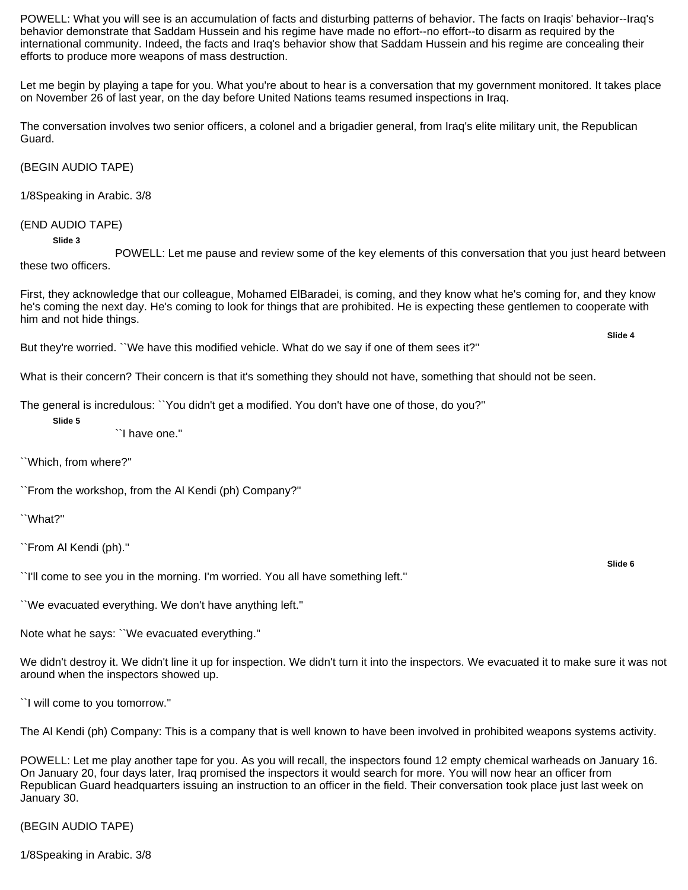POWELL: What you will see is an accumulation of facts and disturbing patterns of behavior. The facts on Iraqis' behavior--Iraq's behavior demonstrate that Saddam Hussein and his regime have made no effort--no effort--to disarm as required by the international community. Indeed, the facts and Iraq's behavior show that Saddam Hussein and his regime are concealing their efforts to produce more weapons of mass destruction.

Let me begin by playing a tape for you. What you're about to hear is a conversation that my government monitored. It takes place on November 26 of last year, on the day before United Nations teams resumed inspections in Iraq.

The conversation involves two senior officers, a colonel and a brigadier general, from Iraq's elite military unit, the Republican Guard.

(BEGIN AUDIO TAPE)

1/8Speaking in Arabic. 3/8

(END AUDIO TAPE)

**Slide 3**

POWELL: Let me pause and review some of the key elements of this conversation that you just heard between these two officers.

First, they acknowledge that our colleague, Mohamed ElBaradei, is coming, and they know what he's coming for, and they know he's coming the next day. He's coming to look for things that are prohibited. He is expecting these gentlemen to cooperate with him and not hide things.

**Slide 4**

But they're worried. ``We have this modified vehicle. What do we say if one of them sees it?''

What is their concern? Their concern is that it's something they should not have, something that should not be seen.

The general is incredulous: ``You didn't get a modified. You don't have one of those, do you?''

**Slide 5**

``I have one.''

``Which, from where?''

``From the workshop, from the Al Kendi (ph) Company?''

``What?''

``From Al Kendi (ph).''

**Slide 6**

``I'll come to see you in the morning. I'm worried. You all have something left.''

``We evacuated everything. We don't have anything left.''

Note what he says: ``We evacuated everything.''

We didn't destroy it. We didn't line it up for inspection. We didn't turn it into the inspectors. We evacuated it to make sure it was not around when the inspectors showed up.

``I will come to you tomorrow.''

The Al Kendi (ph) Company: This is a company that is well known to have been involved in prohibited weapons systems activity.

POWELL: Let me play another tape for you. As you will recall, the inspectors found 12 empty chemical warheads on January 16. On January 20, four days later, Iraq promised the inspectors it would search for more. You will now hear an officer from Republican Guard headquarters issuing an instruction to an officer in the field. Their conversation took place just last week on January 30.

(BEGIN AUDIO TAPE)

1/8Speaking in Arabic. 3/8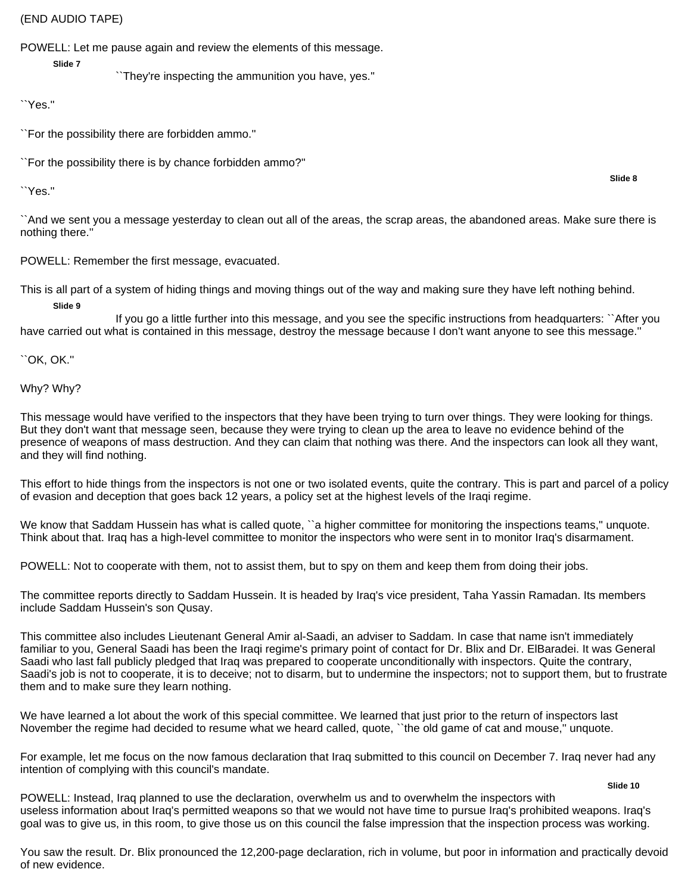(END AUDIO TAPE)

POWELL: Let me pause again and review the elements of this message.

**Slide 7**

``They're inspecting the ammunition you have, yes.''

``Yes.''

``For the possibility there are forbidden ammo.''

``For the possibility there is by chance forbidden ammo?''

**Slide 8**

``Yes.''

``And we sent you a message yesterday to clean out all of the areas, the scrap areas, the abandoned areas. Make sure there is nothing there.''

POWELL: Remember the first message, evacuated.

This is all part of a system of hiding things and moving things out of the way and making sure they have left nothing behind.

**Slide 9**

If you go a little further into this message, and you see the specific instructions from headquarters: ``After you have carried out what is contained in this message, destroy the message because I don't want anyone to see this message.''

``OK, OK.''

Why? Why?

This message would have verified to the inspectors that they have been trying to turn over things. They were looking for things. But they don't want that message seen, because they were trying to clean up the area to leave no evidence behind of the presence of weapons of mass destruction. And they can claim that nothing was there. And the inspectors can look all they want, and they will find nothing.

This effort to hide things from the inspectors is not one or two isolated events, quite the contrary. This is part and parcel of a policy of evasion and deception that goes back 12 years, a policy set at the highest levels of the Iraqi regime.

We know that Saddam Hussein has what is called quote, ``a higher committee for monitoring the inspections teams,'' unquote. Think about that. Iraq has a high-level committee to monitor the inspectors who were sent in to monitor Iraq's disarmament.

POWELL: Not to cooperate with them, not to assist them, but to spy on them and keep them from doing their jobs.

The committee reports directly to Saddam Hussein. It is headed by Iraq's vice president, Taha Yassin Ramadan. Its members include Saddam Hussein's son Qusay.

This committee also includes Lieutenant General Amir al-Saadi, an adviser to Saddam. In case that name isn't immediately familiar to you, General Saadi has been the Iraqi regime's primary point of contact for Dr. Blix and Dr. ElBaradei. It was General Saadi who last fall publicly pledged that Iraq was prepared to cooperate unconditionally with inspectors. Quite the contrary, Saadi's job is not to cooperate, it is to deceive; not to disarm, but to undermine the inspectors; not to support them, but to frustrate them and to make sure they learn nothing.

We have learned a lot about the work of this special committee. We learned that just prior to the return of inspectors last November the regime had decided to resume what we heard called, quote, ``the old game of cat and mouse,'' unquote.

For example, let me focus on the now famous declaration that Iraq submitted to this council on December 7. Iraq never had any intention of complying with this council's mandate.

**Slide 10**

POWELL: Instead, Iraq planned to use the declaration, overwhelm us and to overwhelm the inspectors with useless information about Iraq's permitted weapons so that we would not have time to pursue Iraq's prohibited weapons. Iraq's goal was to give us, in this room, to give those us on this council the false impression that the inspection process was working.

You saw the result. Dr. Blix pronounced the 12,200-page declaration, rich in volume, but poor in information and practically devoid of new evidence.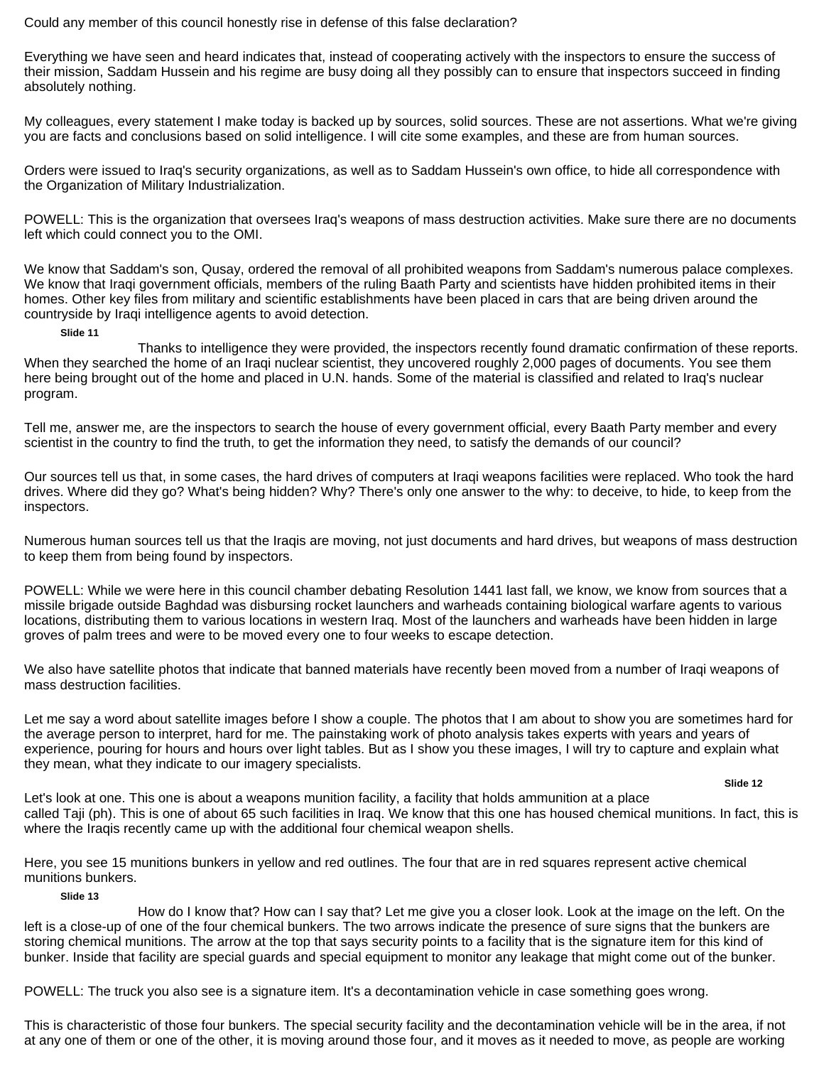Could any member of this council honestly rise in defense of this false declaration?

Everything we have seen and heard indicates that, instead of cooperating actively with the inspectors to ensure the success of their mission, Saddam Hussein and his regime are busy doing all they possibly can to ensure that inspectors succeed in finding absolutely nothing.

My colleagues, every statement I make today is backed up by sources, solid sources. These are not assertions. What we're giving you are facts and conclusions based on solid intelligence. I will cite some examples, and these are from human sources.

Orders were issued to Iraq's security organizations, as well as to Saddam Hussein's own office, to hide all correspondence with the Organization of Military Industrialization.

POWELL: This is the organization that oversees Iraq's weapons of mass destruction activities. Make sure there are no documents left which could connect you to the OMI.

We know that Saddam's son, Qusay, ordered the removal of all prohibited weapons from Saddam's numerous palace complexes. We know that Iraqi government officials, members of the ruling Baath Party and scientists have hidden prohibited items in their homes. Other key files from military and scientific establishments have been placed in cars that are being driven around the countryside by Iraqi intelligence agents to avoid detection.

**Slide 11**

Thanks to intelligence they were provided, the inspectors recently found dramatic confirmation of these reports. When they searched the home of an Iraqi nuclear scientist, they uncovered roughly 2,000 pages of documents. You see them here being brought out of the home and placed in U.N. hands. Some of the material is classified and related to Iraq's nuclear program.

Tell me, answer me, are the inspectors to search the house of every government official, every Baath Party member and every scientist in the country to find the truth, to get the information they need, to satisfy the demands of our council?

Our sources tell us that, in some cases, the hard drives of computers at Iraqi weapons facilities were replaced. Who took the hard drives. Where did they go? What's being hidden? Why? There's only one answer to the why: to deceive, to hide, to keep from the inspectors.

Numerous human sources tell us that the Iraqis are moving, not just documents and hard drives, but weapons of mass destruction to keep them from being found by inspectors.

POWELL: While we were here in this council chamber debating Resolution 1441 last fall, we know, we know from sources that a missile brigade outside Baghdad was disbursing rocket launchers and warheads containing biological warfare agents to various locations, distributing them to various locations in western Iraq. Most of the launchers and warheads have been hidden in large groves of palm trees and were to be moved every one to four weeks to escape detection.

We also have satellite photos that indicate that banned materials have recently been moved from a number of Iraqi weapons of mass destruction facilities.

Let me say a word about satellite images before I show a couple. The photos that I am about to show you are sometimes hard for the average person to interpret, hard for me. The painstaking work of photo analysis takes experts with years and years of experience, pouring for hours and hours over light tables. But as I show you these images, I will try to capture and explain what they mean, what they indicate to our imagery specialists.

**Slide 12**

Let's look at one. This one is about a weapons munition facility, a facility that holds ammunition at a place called Taji (ph). This is one of about 65 such facilities in Iraq. We know that this one has housed chemical munitions. In fact, this is where the Iraqis recently came up with the additional four chemical weapon shells.

Here, you see 15 munitions bunkers in yellow and red outlines. The four that are in red squares represent active chemical munitions bunkers.

**Slide 13**

How do I know that? How can I say that? Let me give you a closer look. Look at the image on the left. On the left is a close-up of one of the four chemical bunkers. The two arrows indicate the presence of sure signs that the bunkers are storing chemical munitions. The arrow at the top that says security points to a facility that is the signature item for this kind of bunker. Inside that facility are special guards and special equipment to monitor any leakage that might come out of the bunker.

POWELL: The truck you also see is a signature item. It's a decontamination vehicle in case something goes wrong.

This is characteristic of those four bunkers. The special security facility and the decontamination vehicle will be in the area, if not at any one of them or one of the other, it is moving around those four, and it moves as it needed to move, as people are working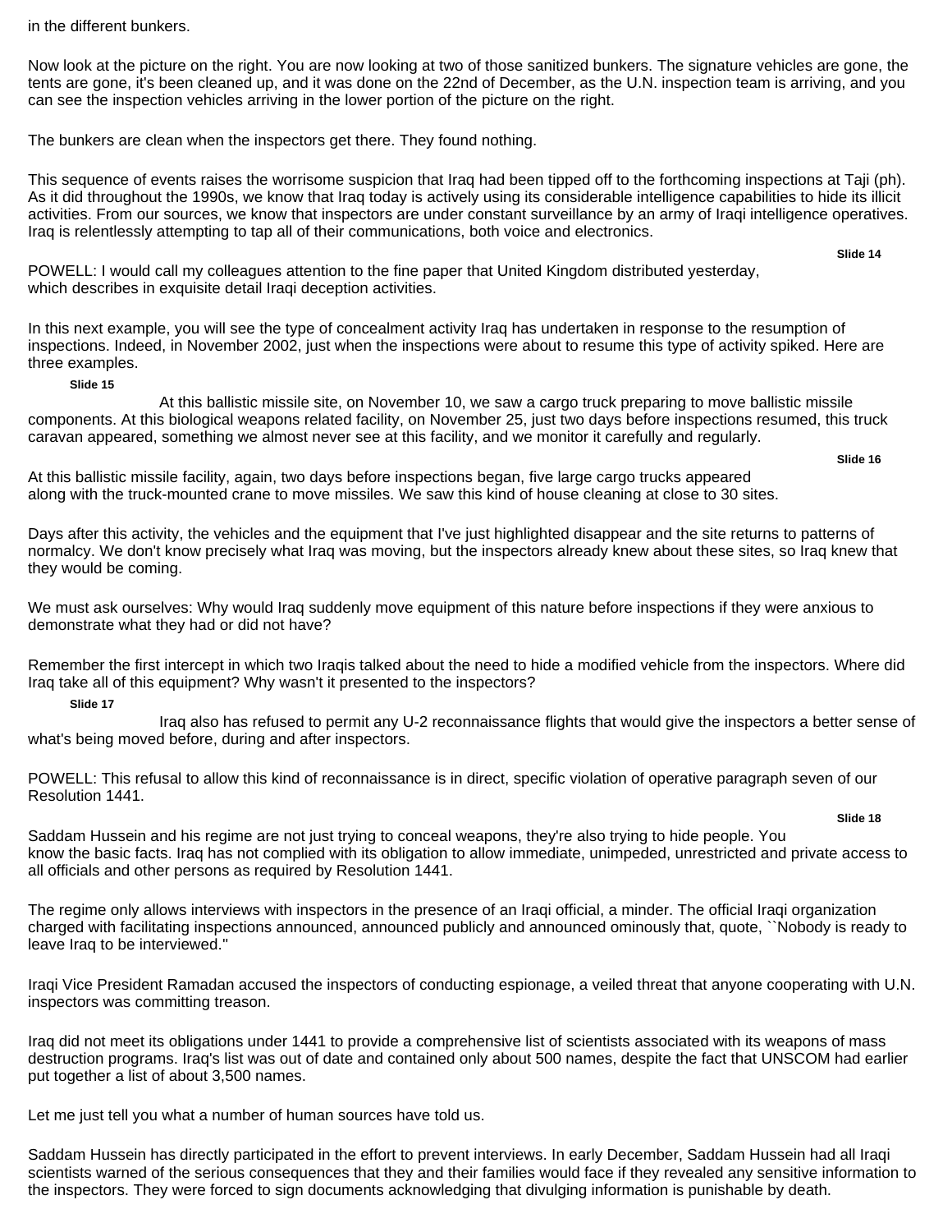in the different bunkers.

Now look at the picture on the right. You are now looking at two of those sanitized bunkers. The signature vehicles are gone, the tents are gone, it's been cleaned up, and it was done on the 22nd of December, as the U.N. inspection team is arriving, and you can see the inspection vehicles arriving in the lower portion of the picture on the right.

The bunkers are clean when the inspectors get there. They found nothing.

This sequence of events raises the worrisome suspicion that Iraq had been tipped off to the forthcoming inspections at Taji (ph). As it did throughout the 1990s, we know that Iraq today is actively using its considerable intelligence capabilities to hide its illicit activities. From our sources, we know that inspectors are under constant surveillance by an army of Iraqi intelligence operatives. Iraq is relentlessly attempting to tap all of their communications, both voice and electronics.

**Slide 14**

POWELL: I would call my colleagues attention to the fine paper that United Kingdom distributed yesterday, which describes in exquisite detail Iraqi deception activities.

In this next example, you will see the type of concealment activity Iraq has undertaken in response to the resumption of inspections. Indeed, in November 2002, just when the inspections were about to resume this type of activity spiked. Here are three examples.

**Slide 15**

At this ballistic missile site, on November 10, we saw a cargo truck preparing to move ballistic missile components. At this biological weapons related facility, on November 25, just two days before inspections resumed, this truck caravan appeared, something we almost never see at this facility, and we monitor it carefully and regularly.

**Slide 16**

At this ballistic missile facility, again, two days before inspections began, five large cargo trucks appeared along with the truck-mounted crane to move missiles. We saw this kind of house cleaning at close to 30 sites.

Days after this activity, the vehicles and the equipment that I've just highlighted disappear and the site returns to patterns of normalcy. We don't know precisely what Iraq was moving, but the inspectors already knew about these sites, so Iraq knew that they would be coming.

We must ask ourselves: Why would Iraq suddenly move equipment of this nature before inspections if they were anxious to demonstrate what they had or did not have?

Remember the first intercept in which two Iraqis talked about the need to hide a modified vehicle from the inspectors. Where did Iraq take all of this equipment? Why wasn't it presented to the inspectors?

**Slide 17**

Iraq also has refused to permit any U-2 reconnaissance flights that would give the inspectors a better sense of what's being moved before, during and after inspectors.

POWELL: This refusal to allow this kind of reconnaissance is in direct, specific violation of operative paragraph seven of our Resolution 1441.

**Slide 18**

Saddam Hussein and his regime are not just trying to conceal weapons, they're also trying to hide people. You know the basic facts. Iraq has not complied with its obligation to allow immediate, unimpeded, unrestricted and private access to all officials and other persons as required by Resolution 1441.

The regime only allows interviews with inspectors in the presence of an Iraqi official, a minder. The official Iraqi organization charged with facilitating inspections announced, announced publicly and announced ominously that, quote, ``Nobody is ready to leave Iraq to be interviewed."

Iraqi Vice President Ramadan accused the inspectors of conducting espionage, a veiled threat that anyone cooperating with U.N. inspectors was committing treason.

Iraq did not meet its obligations under 1441 to provide a comprehensive list of scientists associated with its weapons of mass destruction programs. Iraq's list was out of date and contained only about 500 names, despite the fact that UNSCOM had earlier put together a list of about 3,500 names.

Let me just tell you what a number of human sources have told us.

Saddam Hussein has directly participated in the effort to prevent interviews. In early December, Saddam Hussein had all Iraqi scientists warned of the serious consequences that they and their families would face if they revealed any sensitive information to the inspectors. They were forced to sign documents acknowledging that divulging information is punishable by death.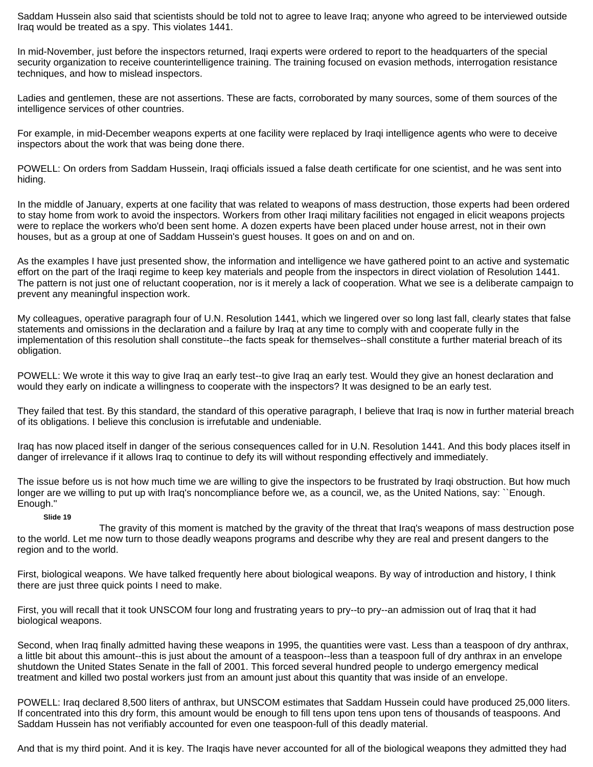Saddam Hussein also said that scientists should be told not to agree to leave Iraq; anyone who agreed to be interviewed outside Iraq would be treated as a spy. This violates 1441.

In mid-November, just before the inspectors returned, Iraqi experts were ordered to report to the headquarters of the special security organization to receive counterintelligence training. The training focused on evasion methods, interrogation resistance techniques, and how to mislead inspectors.

Ladies and gentlemen, these are not assertions. These are facts, corroborated by many sources, some of them sources of the intelligence services of other countries.

For example, in mid-December weapons experts at one facility were replaced by Iraqi intelligence agents who were to deceive inspectors about the work that was being done there.

POWELL: On orders from Saddam Hussein, Iraqi officials issued a false death certificate for one scientist, and he was sent into hiding.

In the middle of January, experts at one facility that was related to weapons of mass destruction, those experts had been ordered to stay home from work to avoid the inspectors. Workers from other Iraqi military facilities not engaged in elicit weapons projects were to replace the workers who'd been sent home. A dozen experts have been placed under house arrest, not in their own houses, but as a group at one of Saddam Hussein's guest houses. It goes on and on and on.

As the examples I have just presented show, the information and intelligence we have gathered point to an active and systematic effort on the part of the Iraqi regime to keep key materials and people from the inspectors in direct violation of Resolution 1441. The pattern is not just one of reluctant cooperation, nor is it merely a lack of cooperation. What we see is a deliberate campaign to prevent any meaningful inspection work.

My colleagues, operative paragraph four of U.N. Resolution 1441, which we lingered over so long last fall, clearly states that false statements and omissions in the declaration and a failure by Iraq at any time to comply with and cooperate fully in the implementation of this resolution shall constitute--the facts speak for themselves--shall constitute a further material breach of its obligation.

POWELL: We wrote it this way to give Iraq an early test--to give Iraq an early test. Would they give an honest declaration and would they early on indicate a willingness to cooperate with the inspectors? It was designed to be an early test.

They failed that test. By this standard, the standard of this operative paragraph, I believe that Iraq is now in further material breach of its obligations. I believe this conclusion is irrefutable and undeniable.

Iraq has now placed itself in danger of the serious consequences called for in U.N. Resolution 1441. And this body places itself in danger of irrelevance if it allows Iraq to continue to defy its will without responding effectively and immediately.

The issue before us is not how much time we are willing to give the inspectors to be frustrated by Iraqi obstruction. But how much longer are we willing to put up with Iraq's noncompliance before we, as a council, we, as the United Nations, say: ``Enough. Enough.''

**Slide 19**

The gravity of this moment is matched by the gravity of the threat that Iraq's weapons of mass destruction pose to the world. Let me now turn to those deadly weapons programs and describe why they are real and present dangers to the region and to the world.

First, biological weapons. We have talked frequently here about biological weapons. By way of introduction and history, I think there are just three quick points I need to make.

First, you will recall that it took UNSCOM four long and frustrating years to pry--to pry--an admission out of Iraq that it had biological weapons.

Second, when Iraq finally admitted having these weapons in 1995, the quantities were vast. Less than a teaspoon of dry anthrax, a little bit about this amount--this is just about the amount of a teaspoon--less than a teaspoon full of dry anthrax in an envelope shutdown the United States Senate in the fall of 2001. This forced several hundred people to undergo emergency medical treatment and killed two postal workers just from an amount just about this quantity that was inside of an envelope.

POWELL: Iraq declared 8,500 liters of anthrax, but UNSCOM estimates that Saddam Hussein could have produced 25,000 liters. If concentrated into this dry form, this amount would be enough to fill tens upon tens upon tens of thousands of teaspoons. And Saddam Hussein has not verifiably accounted for even one teaspoon-full of this deadly material.

And that is my third point. And it is key. The Iraqis have never accounted for all of the biological weapons they admitted they had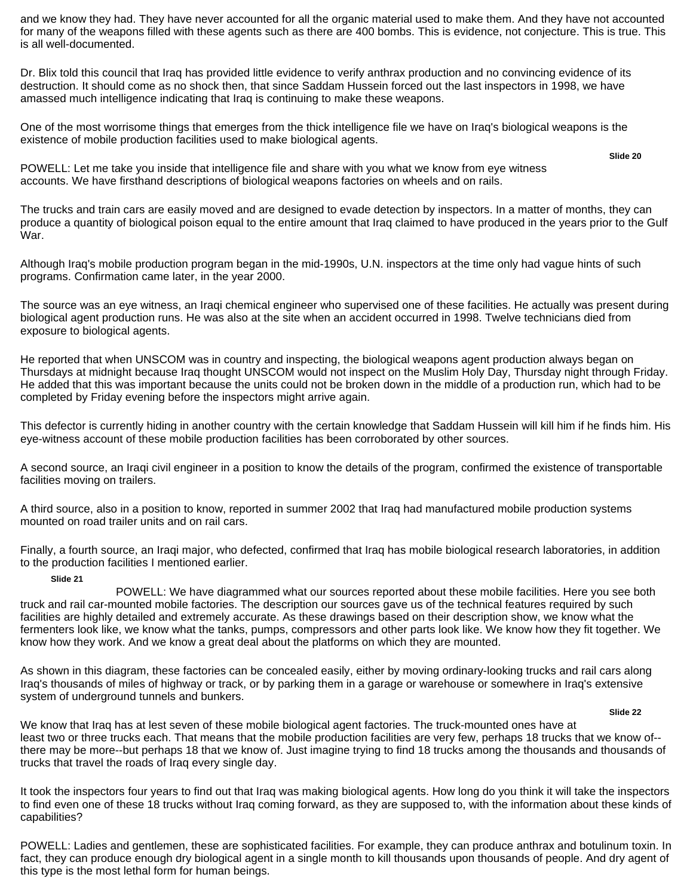and we know they had. They have never accounted for all the organic material used to make them. And they have not accounted for many of the weapons filled with these agents such as there are 400 bombs. This is evidence, not conjecture. This is true. This is all well-documented.

Dr. Blix told this council that Iraq has provided little evidence to verify anthrax production and no convincing evidence of its destruction. It should come as no shock then, that since Saddam Hussein forced out the last inspectors in 1998, we have amassed much intelligence indicating that Iraq is continuing to make these weapons.

One of the most worrisome things that emerges from the thick intelligence file we have on Iraq's biological weapons is the existence of mobile production facilities used to make biological agents.

**Slide 20**

POWELL: Let me take you inside that intelligence file and share with you what we know from eye witness accounts. We have firsthand descriptions of biological weapons factories on wheels and on rails.

The trucks and train cars are easily moved and are designed to evade detection by inspectors. In a matter of months, they can produce a quantity of biological poison equal to the entire amount that Iraq claimed to have produced in the years prior to the Gulf War.

Although Iraq's mobile production program began in the mid-1990s, U.N. inspectors at the time only had vague hints of such programs. Confirmation came later, in the year 2000.

The source was an eye witness, an Iraqi chemical engineer who supervised one of these facilities. He actually was present during biological agent production runs. He was also at the site when an accident occurred in 1998. Twelve technicians died from exposure to biological agents.

He reported that when UNSCOM was in country and inspecting, the biological weapons agent production always began on Thursdays at midnight because Iraq thought UNSCOM would not inspect on the Muslim Holy Day, Thursday night through Friday. He added that this was important because the units could not be broken down in the middle of a production run, which had to be completed by Friday evening before the inspectors might arrive again.

This defector is currently hiding in another country with the certain knowledge that Saddam Hussein will kill him if he finds him. His eye-witness account of these mobile production facilities has been corroborated by other sources.

A second source, an Iraqi civil engineer in a position to know the details of the program, confirmed the existence of transportable facilities moving on trailers.

A third source, also in a position to know, reported in summer 2002 that Iraq had manufactured mobile production systems mounted on road trailer units and on rail cars.

Finally, a fourth source, an Iraqi major, who defected, confirmed that Iraq has mobile biological research laboratories, in addition to the production facilities I mentioned earlier.

**Slide 21**

POWELL: We have diagrammed what our sources reported about these mobile facilities. Here you see both truck and rail car-mounted mobile factories. The description our sources gave us of the technical features required by such facilities are highly detailed and extremely accurate. As these drawings based on their description show, we know what the fermenters look like, we know what the tanks, pumps, compressors and other parts look like. We know how they fit together. We know how they work. And we know a great deal about the platforms on which they are mounted.

As shown in this diagram, these factories can be concealed easily, either by moving ordinary-looking trucks and rail cars along Iraq's thousands of miles of highway or track, or by parking them in a garage or warehouse or somewhere in Iraq's extensive system of underground tunnels and bunkers.

**Slide 22**

We know that Iraq has at lest seven of these mobile biological agent factories. The truck-mounted ones have at least two or three trucks each. That means that the mobile production facilities are very few, perhaps 18 trucks that we know of--there may be more--but perhaps 18 that we know of. Just imagine trying to find 18 trucks among the thousands and thousands of trucks that travel the roads of Iraq every single day.

It took the inspectors four years to find out that Iraq was making biological agents. How long do you think it will take the inspectors to find even one of these 18 trucks without Iraq coming forward, as they are supposed to, with the information about these kinds of capabilities?

POWELL: Ladies and gentlemen, these are sophisticated facilities. For example, they can produce anthrax and botulinum toxin. In fact, they can produce enough dry biological agent in a single month to kill thousands upon thousands of people. And dry agent of this type is the most lethal form for human beings.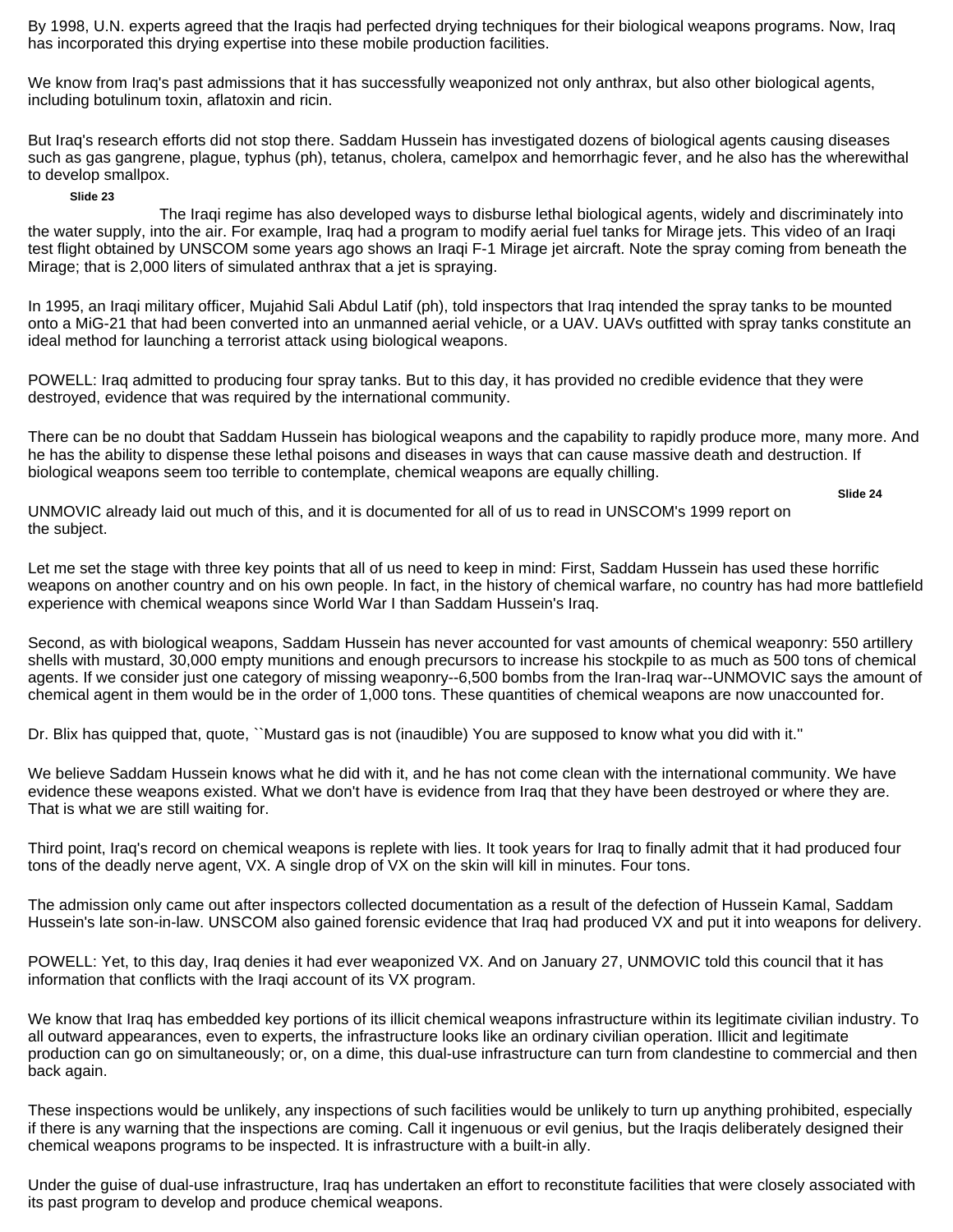By 1998, U.N. experts agreed that the Iraqis had perfected drying techniques for their biological weapons programs. Now, Iraq has incorporated this drying expertise into these mobile production facilities.

We know from Iraq's past admissions that it has successfully weaponized not only anthrax, but also other biological agents, including botulinum toxin, aflatoxin and ricin.

But Iraq's research efforts did not stop there. Saddam Hussein has investigated dozens of biological agents causing diseases such as gas gangrene, plague, typhus (ph), tetanus, cholera, camelpox and hemorrhagic fever, and he also has the wherewithal to develop smallpox.

**Slide 23**

The Iraqi regime has also developed ways to disburse lethal biological agents, widely and discriminately into the water supply, into the air. For example, Iraq had a program to modify aerial fuel tanks for Mirage jets. This video of an Iraqi test flight obtained by UNSCOM some years ago shows an Iraqi F-1 Mirage jet aircraft. Note the spray coming from beneath the Mirage; that is 2,000 liters of simulated anthrax that a jet is spraying.

In 1995, an Iraqi military officer, Mujahid Sali Abdul Latif (ph), told inspectors that Iraq intended the spray tanks to be mounted onto a MiG-21 that had been converted into an unmanned aerial vehicle, or a UAV. UAVs outfitted with spray tanks constitute an ideal method for launching a terrorist attack using biological weapons.

POWELL: Iraq admitted to producing four spray tanks. But to this day, it has provided no credible evidence that they were destroyed, evidence that was required by the international community.

There can be no doubt that Saddam Hussein has biological weapons and the capability to rapidly produce more, many more. And he has the ability to dispense these lethal poisons and diseases in ways that can cause massive death and destruction. If biological weapons seem too terrible to contemplate, chemical weapons are equally chilling.

**Slide 24**

UNMOVIC already laid out much of this, and it is documented for all of us to read in UNSCOM's 1999 report on the subject.

Let me set the stage with three key points that all of us need to keep in mind: First, Saddam Hussein has used these horrific weapons on another country and on his own people. In fact, in the history of chemical warfare, no country has had more battlefield experience with chemical weapons since World War I than Saddam Hussein's Iraq.

Second, as with biological weapons, Saddam Hussein has never accounted for vast amounts of chemical weaponry: 550 artillery shells with mustard, 30,000 empty munitions and enough precursors to increase his stockpile to as much as 500 tons of chemical agents. If we consider just one category of missing weaponry--6,500 bombs from the Iran-Iraq war--UNMOVIC says the amount of chemical agent in them would be in the order of 1,000 tons. These quantities of chemical weapons are now unaccounted for.

Dr. Blix has quipped that, quote, ``Mustard gas is not (inaudible) You are supposed to know what you did with it.''

We believe Saddam Hussein knows what he did with it, and he has not come clean with the international community. We have evidence these weapons existed. What we don't have is evidence from Iraq that they have been destroyed or where they are. That is what we are still waiting for.

Third point, Iraq's record on chemical weapons is replete with lies. It took years for Iraq to finally admit that it had produced four tons of the deadly nerve agent, VX. A single drop of VX on the skin will kill in minutes. Four tons.

The admission only came out after inspectors collected documentation as a result of the defection of Hussein Kamal, Saddam Hussein's late son-in-law. UNSCOM also gained forensic evidence that Iraq had produced VX and put it into weapons for delivery.

POWELL: Yet, to this day, Iraq denies it had ever weaponized VX. And on January 27, UNMOVIC told this council that it has information that conflicts with the Iraqi account of its VX program.

We know that Iraq has embedded key portions of its illicit chemical weapons infrastructure within its legitimate civilian industry. To all outward appearances, even to experts, the infrastructure looks like an ordinary civilian operation. Illicit and legitimate production can go on simultaneously; or, on a dime, this dual-use infrastructure can turn from clandestine to commercial and then back again.

These inspections would be unlikely, any inspections of such facilities would be unlikely to turn up anything prohibited, especially if there is any warning that the inspections are coming. Call it ingenuous or evil genius, but the Iraqis deliberately designed their chemical weapons programs to be inspected. It is infrastructure with a built-in ally.

Under the guise of dual-use infrastructure, Iraq has undertaken an effort to reconstitute facilities that were closely associated with its past program to develop and produce chemical weapons.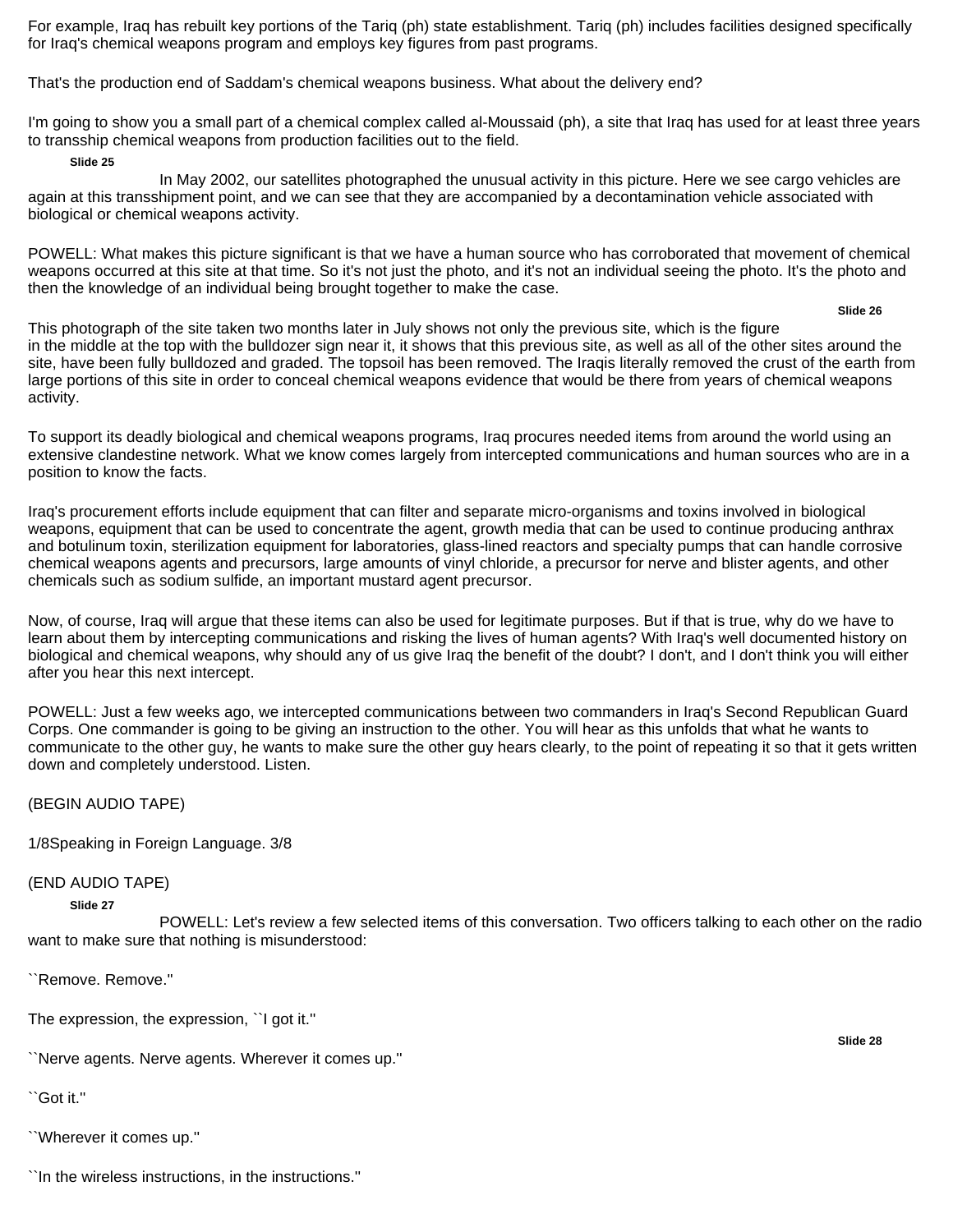For example, Iraq has rebuilt key portions of the Tariq (ph) state establishment. Tariq (ph) includes facilities designed specifically for Iraq's chemical weapons program and employs key figures from past programs.

That's the production end of Saddam's chemical weapons business. What about the delivery end?

I'm going to show you a small part of a chemical complex called al-Moussaid (ph), a site that Iraq has used for at least three years to transship chemical weapons from production facilities out to the field.

**Slide 25**

In May 2002, our satellites photographed the unusual activity in this picture. Here we see cargo vehicles are again at this transshipment point, and we can see that they are accompanied by a decontamination vehicle associated with biological or chemical weapons activity.

POWELL: What makes this picture significant is that we have a human source who has corroborated that movement of chemical weapons occurred at this site at that time. So it's not just the photo, and it's not an individual seeing the photo. It's the photo and then the knowledge of an individual being brought together to make the case.

**Slide 26**

This photograph of the site taken two months later in July shows not only the previous site, which is the figure in the middle at the top with the bulldozer sign near it, it shows that this previous site, as well as all of the other sites around the site, have been fully bulldozed and graded. The topsoil has been removed. The Iraqis literally removed the crust of the earth from large portions of this site in order to conceal chemical weapons evidence that would be there from years of chemical weapons activity.

To support its deadly biological and chemical weapons programs, Iraq procures needed items from around the world using an extensive clandestine network. What we know comes largely from intercepted communications and human sources who are in a position to know the facts.

Iraq's procurement efforts include equipment that can filter and separate micro-organisms and toxins involved in biological weapons, equipment that can be used to concentrate the agent, growth media that can be used to continue producing anthrax and botulinum toxin, sterilization equipment for laboratories, glass-lined reactors and specialty pumps that can handle corrosive chemical weapons agents and precursors, large amounts of vinyl chloride, a precursor for nerve and blister agents, and other chemicals such as sodium sulfide, an important mustard agent precursor.

Now, of course, Iraq will argue that these items can also be used for legitimate purposes. But if that is true, why do we have to learn about them by intercepting communications and risking the lives of human agents? With Iraq's well documented history on biological and chemical weapons, why should any of us give Iraq the benefit of the doubt? I don't, and I don't think you will either after you hear this next intercept.

POWELL: Just a few weeks ago, we intercepted communications between two commanders in Iraq's Second Republican Guard Corps. One commander is going to be giving an instruction to the other. You will hear as this unfolds that what he wants to communicate to the other guy, he wants to make sure the other guy hears clearly, to the point of repeating it so that it gets written down and completely understood. Listen.

(BEGIN AUDIO TAPE)

1/8Speaking in Foreign Language. 3/8

(END AUDIO TAPE)

**Slide 27**

POWELL: Let's review a few selected items of this conversation. Two officers talking to each other on the radio want to make sure that nothing is misunderstood:

``Remove. Remove.''

The expression, the expression, ``I got it.''

**Slide 28**

``Nerve agents. Nerve agents. Wherever it comes up.''

``Got it.''

``Wherever it comes up.''

``In the wireless instructions, in the instructions.''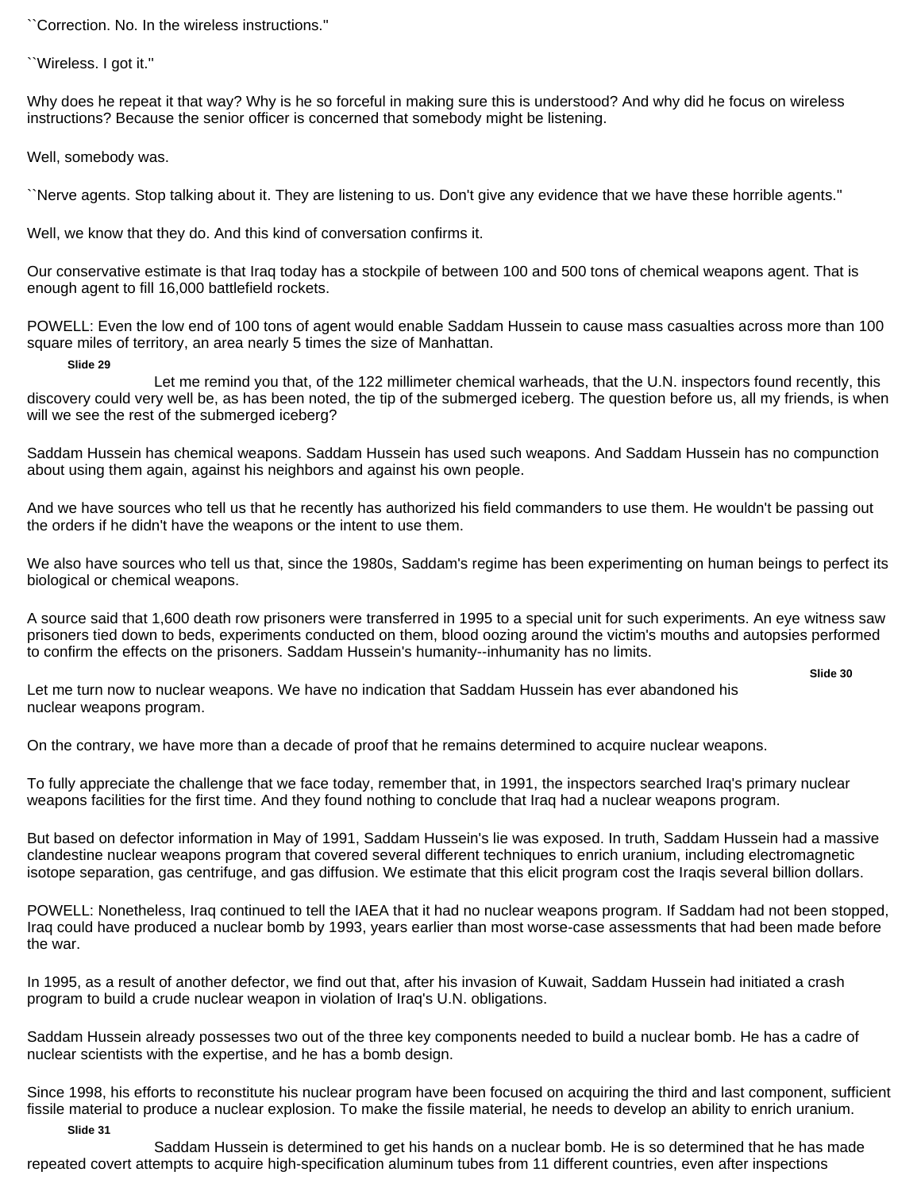``Correction. No. In the wireless instructions.''

``Wireless. I got it.''

Why does he repeat it that way? Why is he so forceful in making sure this is understood? And why did he focus on wireless instructions? Because the senior officer is concerned that somebody might be listening.

Well, somebody was.

``Nerve agents. Stop talking about it. They are listening to us. Don't give any evidence that we have these horrible agents.''

Well, we know that they do. And this kind of conversation confirms it.

Our conservative estimate is that Iraq today has a stockpile of between 100 and 500 tons of chemical weapons agent. That is enough agent to fill 16,000 battlefield rockets.

POWELL: Even the low end of 100 tons of agent would enable Saddam Hussein to cause mass casualties across more than 100 square miles of territory, an area nearly 5 times the size of Manhattan.

**Slide 29**

Let me remind you that, of the 122 millimeter chemical warheads, that the U.N. inspectors found recently, this discovery could very well be, as has been noted, the tip of the submerged iceberg. The question before us, all my friends, is when will we see the rest of the submerged iceberg?

Saddam Hussein has chemical weapons. Saddam Hussein has used such weapons. And Saddam Hussein has no compunction about using them again, against his neighbors and against his own people.

And we have sources who tell us that he recently has authorized his field commanders to use them. He wouldn't be passing out the orders if he didn't have the weapons or the intent to use them.

We also have sources who tell us that, since the 1980s, Saddam's regime has been experimenting on human beings to perfect its biological or chemical weapons.

A source said that 1,600 death row prisoners were transferred in 1995 to a special unit for such experiments. An eye witness saw prisoners tied down to beds, experiments conducted on them, blood oozing around the victim's mouths and autopsies performed to confirm the effects on the prisoners. Saddam Hussein's humanity--inhumanity has no limits.

**Slide 30**

Let me turn now to nuclear weapons. We have no indication that Saddam Hussein has ever abandoned his nuclear weapons program.

On the contrary, we have more than a decade of proof that he remains determined to acquire nuclear weapons.

To fully appreciate the challenge that we face today, remember that, in 1991, the inspectors searched Iraq's primary nuclear weapons facilities for the first time. And they found nothing to conclude that Iraq had a nuclear weapons program.

But based on defector information in May of 1991, Saddam Hussein's lie was exposed. In truth, Saddam Hussein had a massive clandestine nuclear weapons program that covered several different techniques to enrich uranium, including electromagnetic isotope separation, gas centrifuge, and gas diffusion. We estimate that this elicit program cost the Iraqis several billion dollars.

POWELL: Nonetheless, Iraq continued to tell the IAEA that it had no nuclear weapons program. If Saddam had not been stopped, Iraq could have produced a nuclear bomb by 1993, years earlier than most worse-case assessments that had been made before the war.

In 1995, as a result of another defector, we find out that, after his invasion of Kuwait, Saddam Hussein had initiated a crash program to build a crude nuclear weapon in violation of Iraq's U.N. obligations.

Saddam Hussein already possesses two out of the three key components needed to build a nuclear bomb. He has a cadre of nuclear scientists with the expertise, and he has a bomb design.

Since 1998, his efforts to reconstitute his nuclear program have been focused on acquiring the third and last component, sufficient fissile material to produce a nuclear explosion. To make the fissile material, he needs to develop an ability to enrich uranium.

**Slide 31**

Saddam Hussein is determined to get his hands on a nuclear bomb. He is so determined that he has made repeated covert attempts to acquire high-specification aluminum tubes from 11 different countries, even after inspections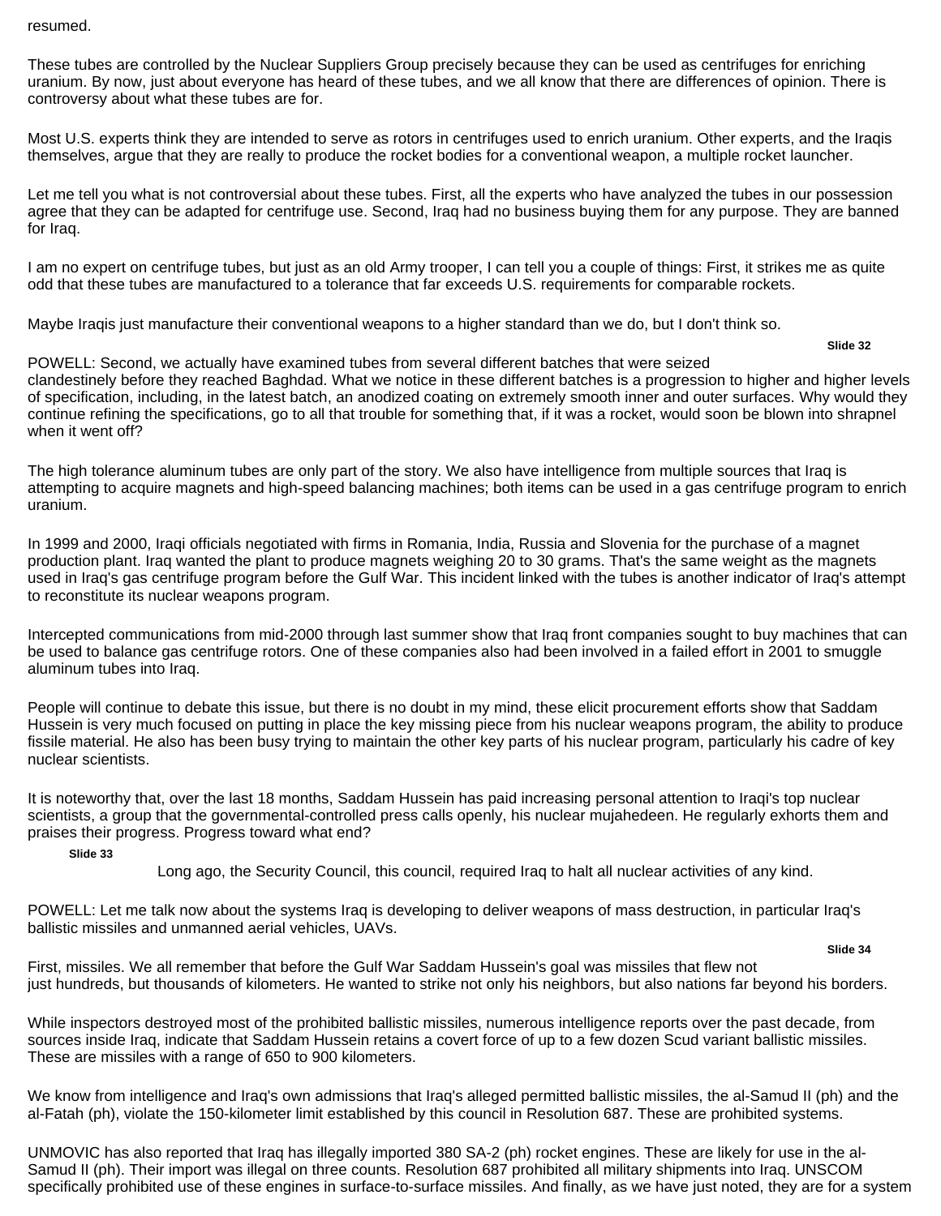resumed.

These tubes are controlled by the Nuclear Suppliers Group precisely because they can be used as centrifuges for enriching uranium. By now, just about everyone has heard of these tubes, and we all know that there are differences of opinion. There is controversy about what these tubes are for.

Most U.S. experts think they are intended to serve as rotors in centrifuges used to enrich uranium. Other experts, and the Iraqis themselves, argue that they are really to produce the rocket bodies for a conventional weapon, a multiple rocket launcher.

Let me tell you what is not controversial about these tubes. First, all the experts who have analyzed the tubes in our possession agree that they can be adapted for centrifuge use. Second, Iraq had no business buying them for any purpose. They are banned for Iraq.

I am no expert on centrifuge tubes, but just as an old Army trooper, I can tell you a couple of things: First, it strikes me as quite odd that these tubes are manufactured to a tolerance that far exceeds U.S. requirements for comparable rockets.

Maybe Iraqis just manufacture their conventional weapons to a higher standard than we do, but I don't think so.

**Slide 32**

POWELL: Second, we actually have examined tubes from several different batches that were seized clandestinely before they reached Baghdad. What we notice in these different batches is a progression to higher and higher levels of specification, including, in the latest batch, an anodized coating on extremely smooth inner and outer surfaces. Why would they continue refining the specifications, go to all that trouble for something that, if it was a rocket, would soon be blown into shrapnel when it went off?

The high tolerance aluminum tubes are only part of the story. We also have intelligence from multiple sources that Iraq is attempting to acquire magnets and high-speed balancing machines; both items can be used in a gas centrifuge program to enrich uranium.

In 1999 and 2000, Iraqi officials negotiated with firms in Romania, India, Russia and Slovenia for the purchase of a magnet production plant. Iraq wanted the plant to produce magnets weighing 20 to 30 grams. That's the same weight as the magnets used in Iraq's gas centrifuge program before the Gulf War. This incident linked with the tubes is another indicator of Iraq's attempt to reconstitute its nuclear weapons program.

Intercepted communications from mid-2000 through last summer show that Iraq front companies sought to buy machines that can be used to balance gas centrifuge rotors. One of these companies also had been involved in a failed effort in 2001 to smuggle aluminum tubes into Iraq.

People will continue to debate this issue, but there is no doubt in my mind, these elicit procurement efforts show that Saddam Hussein is very much focused on putting in place the key missing piece from his nuclear weapons program, the ability to produce fissile material. He also has been busy trying to maintain the other key parts of his nuclear program, particularly his cadre of key nuclear scientists.

It is noteworthy that, over the last 18 months, Saddam Hussein has paid increasing personal attention to Iraqi's top nuclear scientists, a group that the governmental-controlled press calls openly, his nuclear mujahedeen. He regularly exhorts them and praises their progress. Progress toward what end?

**Slide 33**

Long ago, the Security Council, this council, required Iraq to halt all nuclear activities of any kind.

POWELL: Let me talk now about the systems Iraq is developing to deliver weapons of mass destruction, in particular Iraq's ballistic missiles and unmanned aerial vehicles, UAVs.

**Slide 34**

First, missiles. We all remember that before the Gulf War Saddam Hussein's goal was missiles that flew not just hundreds, but thousands of kilometers. He wanted to strike not only his neighbors, but also nations far beyond his borders.

While inspectors destroyed most of the prohibited ballistic missiles, numerous intelligence reports over the past decade, from sources inside Iraq, indicate that Saddam Hussein retains a covert force of up to a few dozen Scud variant ballistic missiles. These are missiles with a range of 650 to 900 kilometers.

We know from intelligence and Iraq's own admissions that Iraq's alleged permitted ballistic missiles, the al-Samud II (ph) and the al-Fatah (ph), violate the 150-kilometer limit established by this council in Resolution 687. These are prohibited systems.

UNMOVIC has also reported that Iraq has illegally imported 380 SA-2 (ph) rocket engines. These are likely for use in the al-Samud II (ph). Their import was illegal on three counts. Resolution 687 prohibited all military shipments into Iraq. UNSCOM specifically prohibited use of these engines in surface-to-surface missiles. And finally, as we have just noted, they are for a system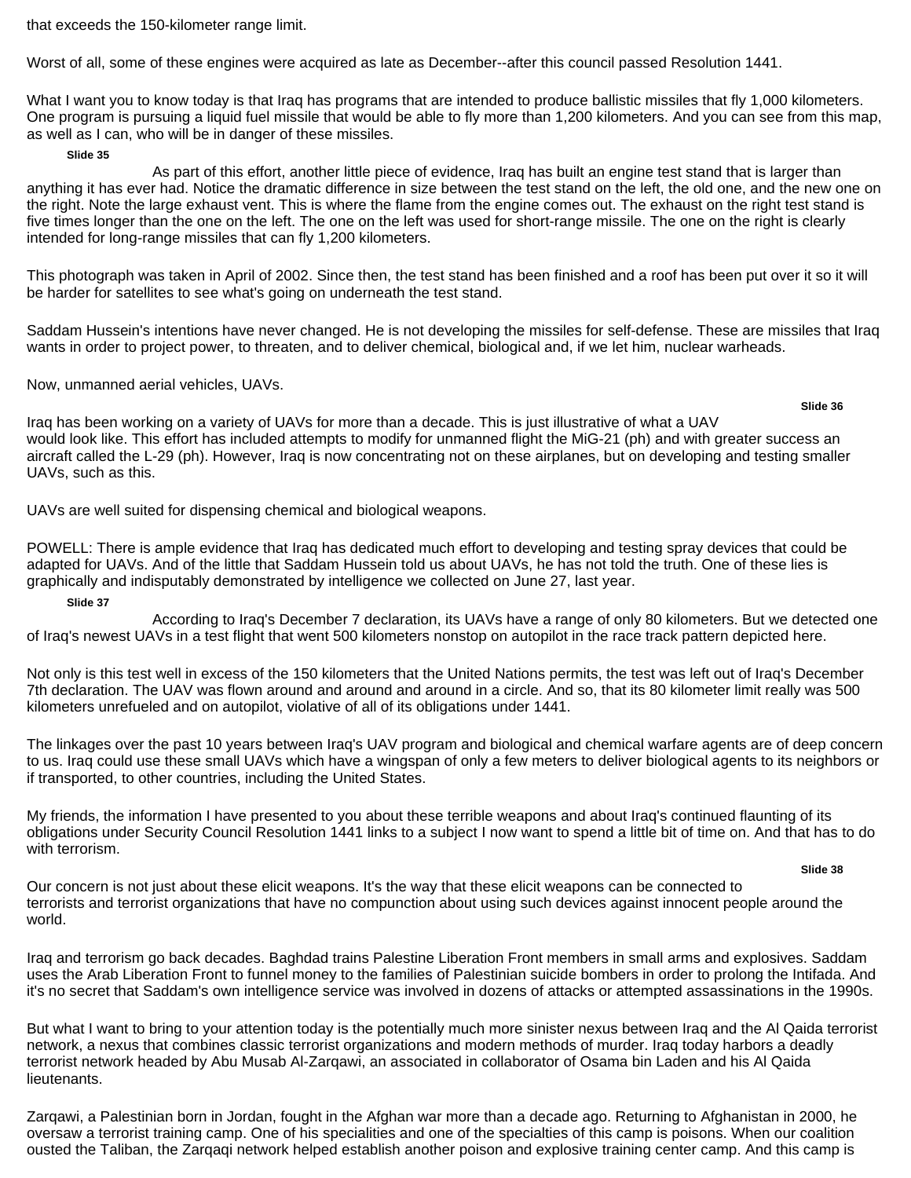that exceeds the 150-kilometer range limit.

Worst of all, some of these engines were acquired as late as December--after this council passed Resolution 1441.

What I want you to know today is that Iraq has programs that are intended to produce ballistic missiles that fly 1,000 kilometers. One program is pursuing a liquid fuel missile that would be able to fly more than 1,200 kilometers. And you can see from this map, as well as I can, who will be in danger of these missiles.

**Slide 35**

As part of this effort, another little piece of evidence, Iraq has built an engine test stand that is larger than anything it has ever had. Notice the dramatic difference in size between the test stand on the left, the old one, and the new one on the right. Note the large exhaust vent. This is where the flame from the engine comes out. The exhaust on the right test stand is five times longer than the one on the left. The one on the left was used for short-range missile. The one on the right is clearly intended for long-range missiles that can fly 1,200 kilometers.

This photograph was taken in April of 2002. Since then, the test stand has been finished and a roof has been put over it so it will be harder for satellites to see what's going on underneath the test stand.

Saddam Hussein's intentions have never changed. He is not developing the missiles for self-defense. These are missiles that Iraq wants in order to project power, to threaten, and to deliver chemical, biological and, if we let him, nuclear warheads.

Now, unmanned aerial vehicles, UAVs.

**Slide 36**

Iraq has been working on a variety of UAVs for more than a decade. This is just illustrative of what a UAV would look like. This effort has included attempts to modify for unmanned flight the MiG-21 (ph) and with greater success an aircraft called the L-29 (ph). However, Iraq is now concentrating not on these airplanes, but on developing and testing smaller UAVs, such as this.

UAVs are well suited for dispensing chemical and biological weapons.

POWELL: There is ample evidence that Iraq has dedicated much effort to developing and testing spray devices that could be adapted for UAVs. And of the little that Saddam Hussein told us about UAVs, he has not told the truth. One of these lies is graphically and indisputably demonstrated by intelligence we collected on June 27, last year.

**Slide 37**

According to Iraq's December 7 declaration, its UAVs have a range of only 80 kilometers. But we detected one of Iraq's newest UAVs in a test flight that went 500 kilometers nonstop on autopilot in the race track pattern depicted here.

Not only is this test well in excess of the 150 kilometers that the United Nations permits, the test was left out of Iraq's December 7th declaration. The UAV was flown around and around and around in a circle. And so, that its 80 kilometer limit really was 500 kilometers unrefueled and on autopilot, violative of all of its obligations under 1441.

The linkages over the past 10 years between Iraq's UAV program and biological and chemical warfare agents are of deep concern to us. Iraq could use these small UAVs which have a wingspan of only a few meters to deliver biological agents to its neighbors or if transported, to other countries, including the United States.

My friends, the information I have presented to you about these terrible weapons and about Iraq's continued flaunting of its obligations under Security Council Resolution 1441 links to a subject I now want to spend a little bit of time on. And that has to do with terrorism.

**Slide 38**

Our concern is not just about these elicit weapons. It's the way that these elicit weapons can be connected to terrorists and terrorist organizations that have no compunction about using such devices against innocent people around the world.

Iraq and terrorism go back decades. Baghdad trains Palestine Liberation Front members in small arms and explosives. Saddam uses the Arab Liberation Front to funnel money to the families of Palestinian suicide bombers in order to prolong the Intifada. And it's no secret that Saddam's own intelligence service was involved in dozens of attacks or attempted assassinations in the 1990s.

But what I want to bring to your attention today is the potentially much more sinister nexus between Iraq and the Al Qaida terrorist network, a nexus that combines classic terrorist organizations and modern methods of murder. Iraq today harbors a deadly terrorist network headed by Abu Musab Al-Zarqawi, an associated in collaborator of Osama bin Laden and his Al Qaida lieutenants.

Zarqawi, a Palestinian born in Jordan, fought in the Afghan war more than a decade ago. Returning to Afghanistan in 2000, he oversaw a terrorist training camp. One of his specialities and one of the specialties of this camp is poisons. When our coalition ousted the Taliban, the Zarqaqi network helped establish another poison and explosive training center camp. And this camp is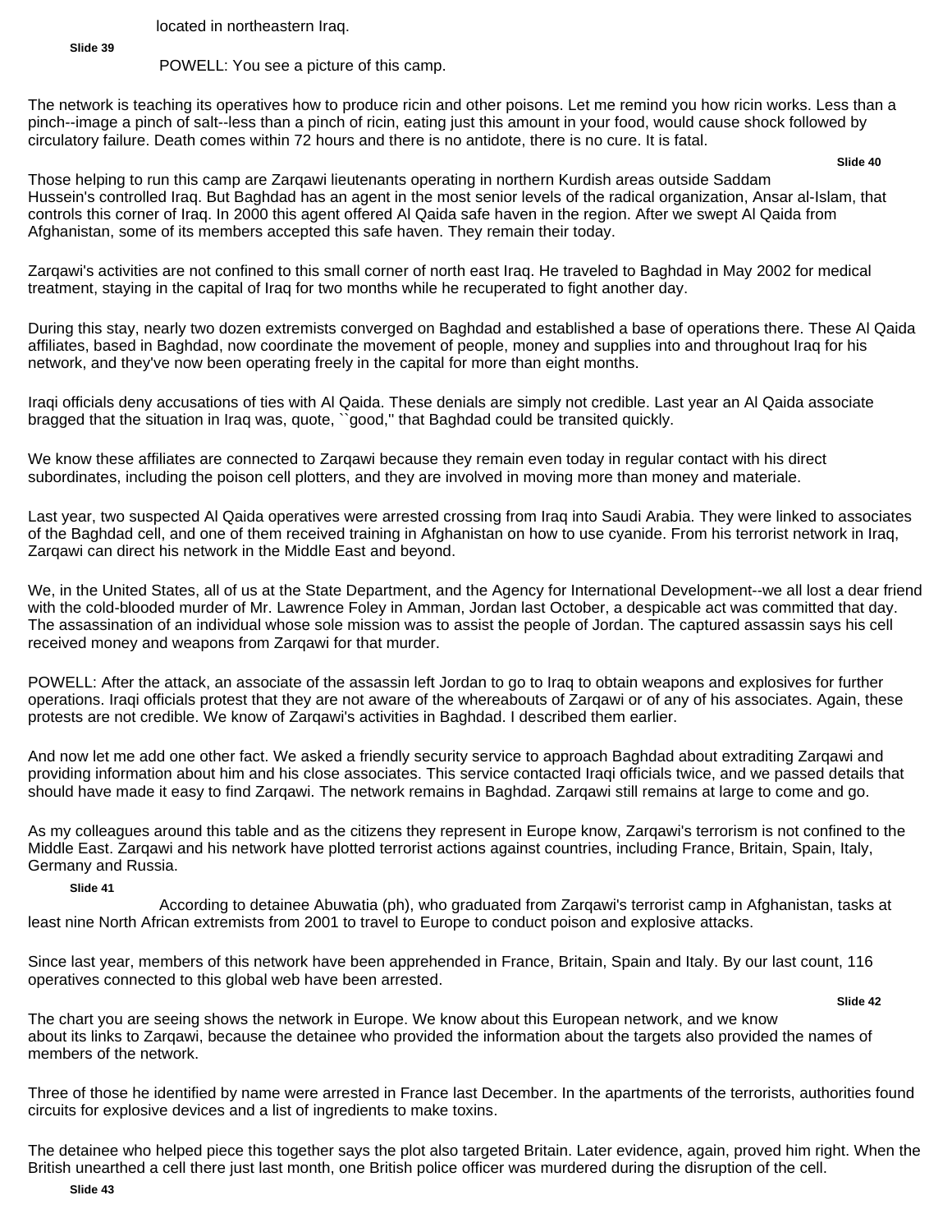located in northeastern Iraq.

**Slide 39**

POWELL: You see a picture of this camp.

The network is teaching its operatives how to produce ricin and other poisons. Let me remind you how ricin works. Less than a pinch--image a pinch of salt--less than a pinch of ricin, eating just this amount in your food, would cause shock followed by circulatory failure. Death comes within 72 hours and there is no antidote, there is no cure. It is fatal.

**Slide 40**

Those helping to run this camp are Zarqawi lieutenants operating in northern Kurdish areas outside Saddam Hussein's controlled Iraq. But Baghdad has an agent in the most senior levels of the radical organization, Ansar al-Islam, that controls this corner of Iraq. In 2000 this agent offered Al Qaida safe haven in the region. After we swept Al Qaida from Afghanistan, some of its members accepted this safe haven. They remain their today.

Zarqawi's activities are not confined to this small corner of north east Iraq. He traveled to Baghdad in May 2002 for medical treatment, staying in the capital of Iraq for two months while he recuperated to fight another day.

During this stay, nearly two dozen extremists converged on Baghdad and established a base of operations there. These Al Qaida affiliates, based in Baghdad, now coordinate the movement of people, money and supplies into and throughout Iraq for his network, and they've now been operating freely in the capital for more than eight months.

Iraqi officials deny accusations of ties with Al Qaida. These denials are simply not credible. Last year an Al Qaida associate bragged that the situation in Iraq was, quote, ``good,'' that Baghdad could be transited quickly.

We know these affiliates are connected to Zarqawi because they remain even today in regular contact with his direct subordinates, including the poison cell plotters, and they are involved in moving more than money and materiale.

Last year, two suspected Al Qaida operatives were arrested crossing from Iraq into Saudi Arabia. They were linked to associates of the Baghdad cell, and one of them received training in Afghanistan on how to use cyanide. From his terrorist network in Iraq, Zarqawi can direct his network in the Middle East and beyond.

We, in the United States, all of us at the State Department, and the Agency for International Development--we all lost a dear friend with the cold-blooded murder of Mr. Lawrence Foley in Amman, Jordan last October, a despicable act was committed that day. The assassination of an individual whose sole mission was to assist the people of Jordan. The captured assassin says his cell received money and weapons from Zarqawi for that murder.

POWELL: After the attack, an associate of the assassin left Jordan to go to Iraq to obtain weapons and explosives for further operations. Iraqi officials protest that they are not aware of the whereabouts of Zarqawi or of any of his associates. Again, these protests are not credible. We know of Zarqawi's activities in Baghdad. I described them earlier.

And now let me add one other fact. We asked a friendly security service to approach Baghdad about extraditing Zarqawi and providing information about him and his close associates. This service contacted Iraqi officials twice, and we passed details that should have made it easy to find Zarqawi. The network remains in Baghdad. Zarqawi still remains at large to come and go.

As my colleagues around this table and as the citizens they represent in Europe know, Zarqawi's terrorism is not confined to the Middle East. Zarqawi and his network have plotted terrorist actions against countries, including France, Britain, Spain, Italy, Germany and Russia.

**Slide 41**

According to detainee Abuwatia (ph), who graduated from Zarqawi's terrorist camp in Afghanistan, tasks at least nine North African extremists from 2001 to travel to Europe to conduct poison and explosive attacks.

Since last year, members of this network have been apprehended in France, Britain, Spain and Italy. By our last count, 116 operatives connected to this global web have been arrested.

**Slide 42**

The chart you are seeing shows the network in Europe. We know about this European network, and we know about its links to Zarqawi, because the detainee who provided the information about the targets also provided the names of members of the network.

Three of those he identified by name were arrested in France last December. In the apartments of the terrorists, authorities found circuits for explosive devices and a list of ingredients to make toxins.

The detainee who helped piece this together says the plot also targeted Britain. Later evidence, again, proved him right. When the British unearthed a cell there just last month, one British police officer was murdered during the disruption of the cell.

**Slide 43**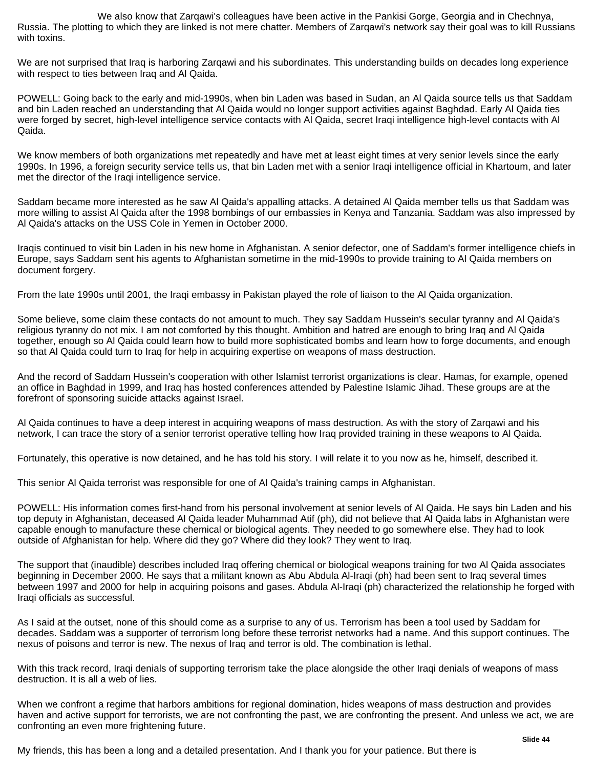We also know that Zarqawi's colleagues have been active in the Pankisi Gorge, Georgia and in Chechnya, Russia. The plotting to which they are linked is not mere chatter. Members of Zarqawi's network say their goal was to kill Russians with toxins.

We are not surprised that Iraq is harboring Zarqawi and his subordinates. This understanding builds on decades long experience with respect to ties between Iraq and Al Qaida.

POWELL: Going back to the early and mid-1990s, when bin Laden was based in Sudan, an Al Qaida source tells us that Saddam and bin Laden reached an understanding that Al Qaida would no longer support activities against Baghdad. Early Al Qaida ties were forged by secret, high-level intelligence service contacts with Al Qaida, secret Iraqi intelligence high-level contacts with Al Qaida.

We know members of both organizations met repeatedly and have met at least eight times at very senior levels since the early 1990s. In 1996, a foreign security service tells us, that bin Laden met with a senior Iraqi intelligence official in Khartoum, and later met the director of the Iraqi intelligence service.

Saddam became more interested as he saw Al Qaida's appalling attacks. A detained Al Qaida member tells us that Saddam was more willing to assist Al Qaida after the 1998 bombings of our embassies in Kenya and Tanzania. Saddam was also impressed by Al Qaida's attacks on the USS Cole in Yemen in October 2000.

Iraqis continued to visit bin Laden in his new home in Afghanistan. A senior defector, one of Saddam's former intelligence chiefs in Europe, says Saddam sent his agents to Afghanistan sometime in the mid-1990s to provide training to Al Qaida members on document forgery.

From the late 1990s until 2001, the Iraqi embassy in Pakistan played the role of liaison to the Al Qaida organization.

Some believe, some claim these contacts do not amount to much. They say Saddam Hussein's secular tyranny and Al Qaida's religious tyranny do not mix. I am not comforted by this thought. Ambition and hatred are enough to bring Iraq and Al Qaida together, enough so Al Qaida could learn how to build more sophisticated bombs and learn how to forge documents, and enough so that Al Qaida could turn to Iraq for help in acquiring expertise on weapons of mass destruction.

And the record of Saddam Hussein's cooperation with other Islamist terrorist organizations is clear. Hamas, for example, opened an office in Baghdad in 1999, and Iraq has hosted conferences attended by Palestine Islamic Jihad. These groups are at the forefront of sponsoring suicide attacks against Israel.

Al Qaida continues to have a deep interest in acquiring weapons of mass destruction. As with the story of Zarqawi and his network, I can trace the story of a senior terrorist operative telling how Iraq provided training in these weapons to Al Qaida.

Fortunately, this operative is now detained, and he has told his story. I will relate it to you now as he, himself, described it.

This senior Al Qaida terrorist was responsible for one of Al Qaida's training camps in Afghanistan.

POWELL: His information comes first-hand from his personal involvement at senior levels of Al Qaida. He says bin Laden and his top deputy in Afghanistan, deceased Al Qaida leader Muhammad Atif (ph), did not believe that Al Qaida labs in Afghanistan were capable enough to manufacture these chemical or biological agents. They needed to go somewhere else. They had to look outside of Afghanistan for help. Where did they go? Where did they look? They went to Iraq.

The support that (inaudible) describes included Iraq offering chemical or biological weapons training for two Al Qaida associates beginning in December 2000. He says that a militant known as Abu Abdula Al-Iraqi (ph) had been sent to Iraq several times between 1997 and 2000 for help in acquiring poisons and gases. Abdula Al-Iraqi (ph) characterized the relationship he forged with Iraqi officials as successful.

As I said at the outset, none of this should come as a surprise to any of us. Terrorism has been a tool used by Saddam for decades. Saddam was a supporter of terrorism long before these terrorist networks had a name. And this support continues. The nexus of poisons and terror is new. The nexus of Iraq and terror is old. The combination is lethal.

With this track record, Iraqi denials of supporting terrorism take the place alongside the other Iraqi denials of weapons of mass destruction. It is all a web of lies.

When we confront a regime that harbors ambitions for regional domination, hides weapons of mass destruction and provides haven and active support for terrorists, we are not confronting the past, we are confronting the present. And unless we act, we are confronting an even more frightening future.

**Slide 44**

My friends, this has been a long and a detailed presentation. And I thank you for your patience. But there is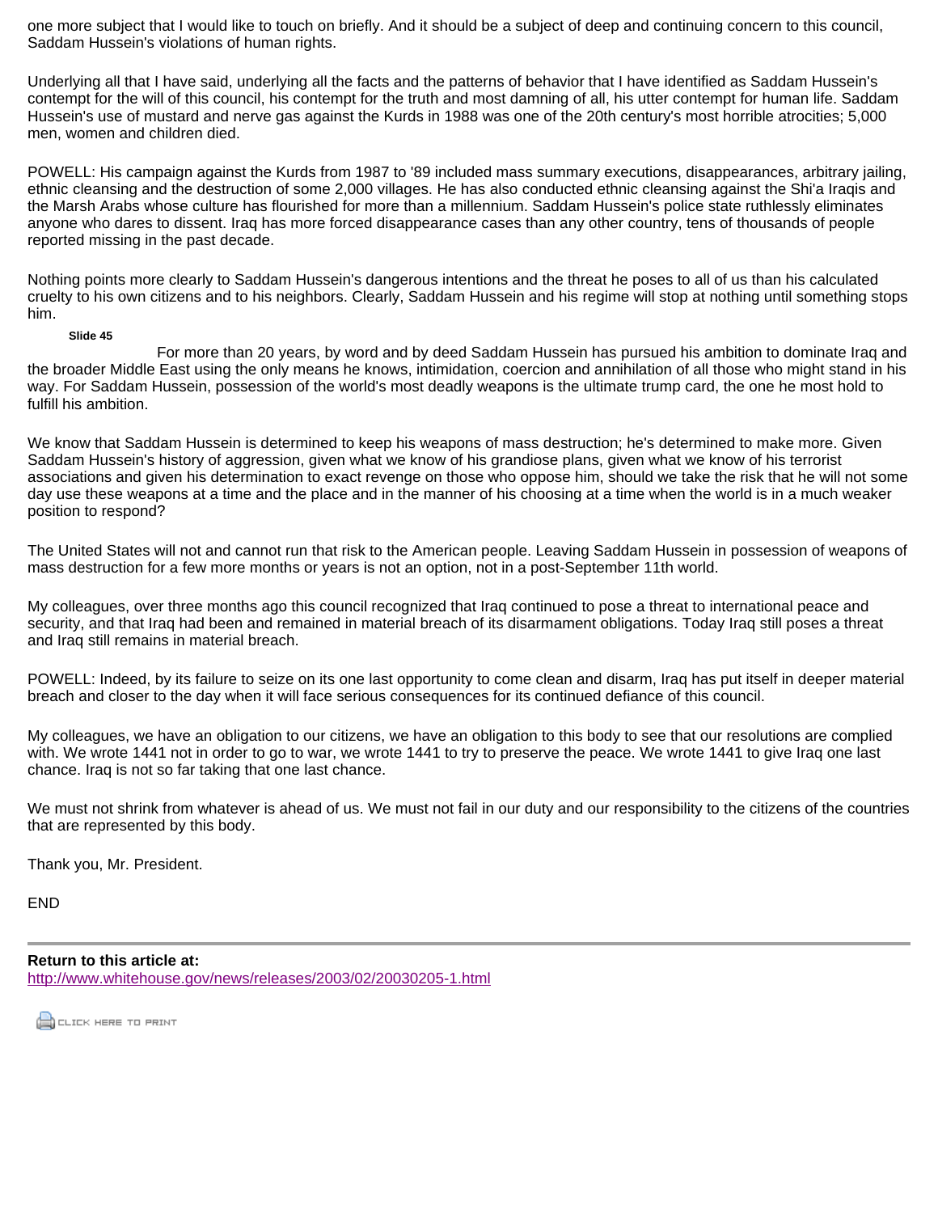one more subject that I would like to touch on briefly. And it should be a subject of deep and continuing concern to this council, Saddam Hussein's violations of human rights.

Underlying all that I have said, underlying all the facts and the patterns of behavior that I have identified as Saddam Hussein's contempt for the will of this council, his contempt for the truth and most damning of all, his utter contempt for human life. Saddam Hussein's use of mustard and nerve gas against the Kurds in 1988 was one of the 20th century's most horrible atrocities; 5,000 men, women and children died.

POWELL: His campaign against the Kurds from 1987 to '89 included mass summary executions, disappearances, arbitrary jailing, ethnic cleansing and the destruction of some 2,000 villages. He has also conducted ethnic cleansing against the Shi'a Iraqis and the Marsh Arabs whose culture has flourished for more than a millennium. Saddam Hussein's police state ruthlessly eliminates anyone who dares to dissent. Iraq has more forced disappearance cases than any other country, tens of thousands of people reported missing in the past decade.

Nothing points more clearly to Saddam Hussein's dangerous intentions and the threat he poses to all of us than his calculated cruelty to his own citizens and to his neighbors. Clearly, Saddam Hussein and his regime will stop at nothing until something stops him.

**Slide 45**

For more than 20 years, by word and by deed Saddam Hussein has pursued his ambition to dominate Iraq and the broader Middle East using the only means he knows, intimidation, coercion and annihilation of all those who might stand in his way. For Saddam Hussein, possession of the world's most deadly weapons is the ultimate trump card, the one he most hold to fulfill his ambition.

We know that Saddam Hussein is determined to keep his weapons of mass destruction; he's determined to make more. Given Saddam Hussein's history of aggression, given what we know of his grandiose plans, given what we know of his terrorist associations and given his determination to exact revenge on those who oppose him, should we take the risk that he will not some day use these weapons at a time and the place and in the manner of his choosing at a time when the world is in a much weaker position to respond?

The United States will not and cannot run that risk to the American people. Leaving Saddam Hussein in possession of weapons of mass destruction for a few more months or years is not an option, not in a post-September 11th world.

My colleagues, over three months ago this council recognized that Iraq continued to pose a threat to international peace and security, and that Iraq had been and remained in material breach of its disarmament obligations. Today Iraq still poses a threat and Iraq still remains in material breach.

POWELL: Indeed, by its failure to seize on its one last opportunity to come clean and disarm, Iraq has put itself in deeper material breach and closer to the day when it will face serious consequences for its continued defiance of this council.

My colleagues, we have an obligation to our citizens, we have an obligation to this body to see that our resolutions are complied with. We wrote 1441 not in order to go to war, we wrote 1441 to try to preserve the peace. We wrote 1441 to give Iraq one last chance. Iraq is not so far taking that one last chance.

We must not shrink from whatever is ahead of us. We must not fail in our duty and our responsibility to the citizens of the countries that are represented by this body.

Thank you, Mr. President.

END

---

**Return to this article at:**
http://www.whitehouse.gov/news/releases/2003/02/20030205-1.html

CLICK HERE TO PRINT